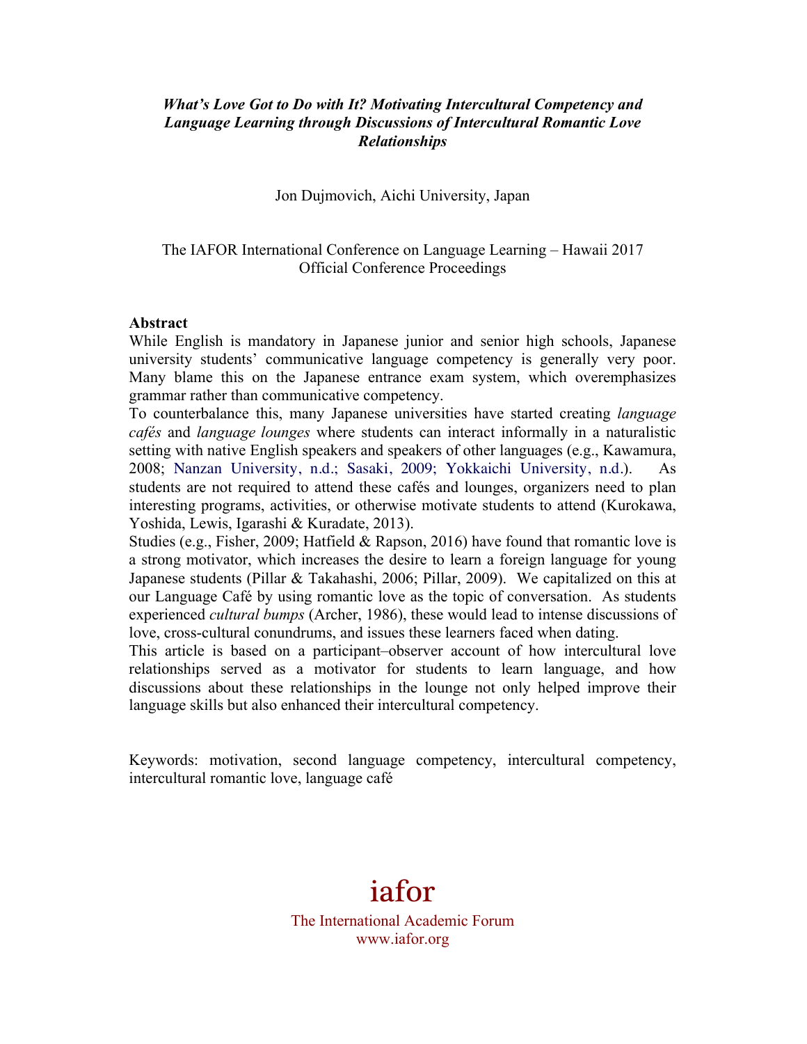***What's Love Got to Do with It? Motivating Intercultural Competency and Language Learning through Discussions of Intercultural Romantic Love Relationships***

Jon Dujmovich, Aichi University, Japan

The IAFOR International Conference on Language Learning – Hawaii 2017
Official Conference Proceedings

**Abstract**

While English is mandatory in Japanese junior and senior high schools, Japanese university students' communicative language competency is generally very poor. Many blame this on the Japanese entrance exam system, which overemphasizes grammar rather than communicative competency.

To counterbalance this, many Japanese universities have started creating *language cafés* and *language lounges* where students can interact informally in a naturalistic setting with native English speakers and speakers of other languages (e.g., Kawamura, 2008; Nanzan University, n.d.; Sasaki, 2009; Yokkaichi University, n.d.). As students are not required to attend these cafés and lounges, organizers need to plan interesting programs, activities, or otherwise motivate students to attend (Kurokawa, Yoshida, Lewis, Igarashi & Kuradate, 2013).

Studies (e.g., Fisher, 2009; Hatfield & Rapson, 2016) have found that romantic love is a strong motivator, which increases the desire to learn a foreign language for young Japanese students (Pillar & Takahashi, 2006; Pillar, 2009). We capitalized on this at our Language Café by using romantic love as the topic of conversation. As students experienced *cultural bumps* (Archer, 1986), these would lead to intense discussions of love, cross-cultural conundrums, and issues these learners faced when dating.

This article is based on a participant–observer account of how intercultural love relationships served as a motivator for students to learn language, and how discussions about these relationships in the lounge not only helped improve their language skills but also enhanced their intercultural competency.

Keywords: motivation, second language competency, intercultural competency, intercultural romantic love, language café

iafor
The International Academic Forum
www.iafor.org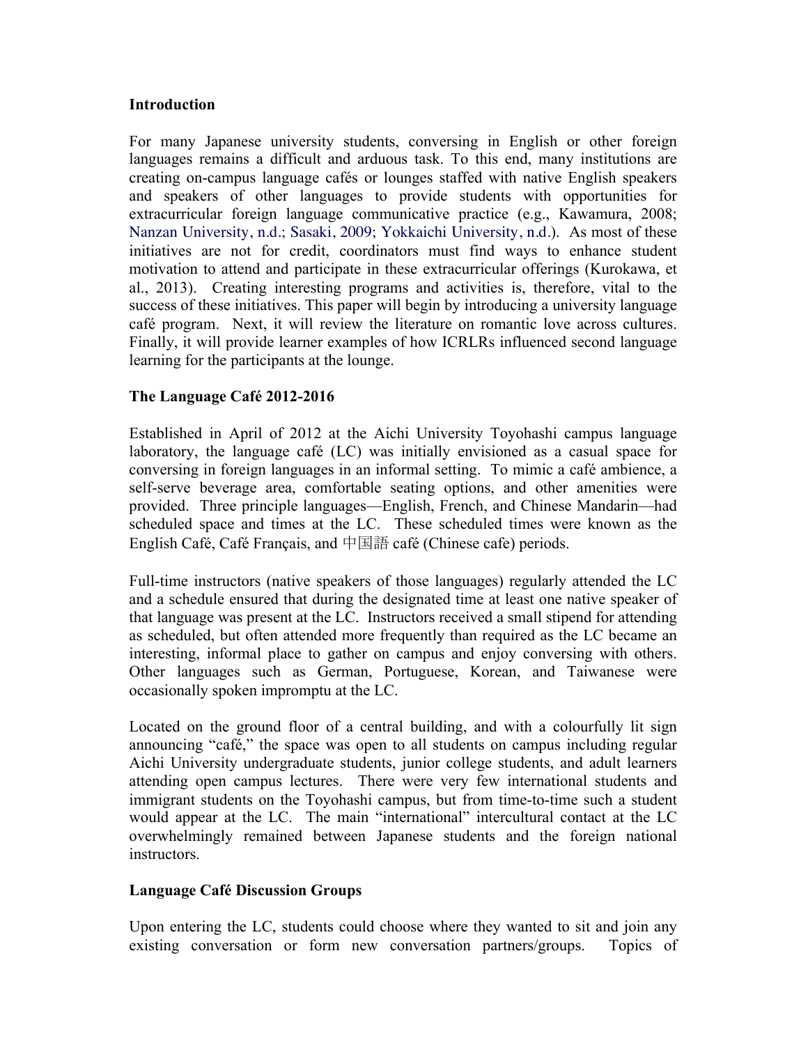**Introduction**

For many Japanese university students, conversing in English or other foreign languages remains a difficult and arduous task. To this end, many institutions are creating on-campus language cafés or lounges staffed with native English speakers and speakers of other languages to provide students with opportunities for extracurricular foreign language communicative practice (e.g., Kawamura, 2008; Nanzan University, n.d.; Sasaki, 2009; Yokkaichi University, n.d.). As most of these initiatives are not for credit, coordinators must find ways to enhance student motivation to attend and participate in these extracurricular offerings (Kurokawa, et al., 2013). Creating interesting programs and activities is, therefore, vital to the success of these initiatives. This paper will begin by introducing a university language café program. Next, it will review the literature on romantic love across cultures. Finally, it will provide learner examples of how ICRLRs influenced second language learning for the participants at the lounge.

**The Language Café 2012-2016**

Established in April of 2012 at the Aichi University Toyohashi campus language laboratory, the language café (LC) was initially envisioned as a casual space for conversing in foreign languages in an informal setting. To mimic a café ambience, a self-serve beverage area, comfortable seating options, and other amenities were provided. Three principle languages—English, French, and Chinese Mandarin—had scheduled space and times at the LC. These scheduled times were known as the English Café, Café Français, and 中国語 café (Chinese cafe) periods.

Full-time instructors (native speakers of those languages) regularly attended the LC and a schedule ensured that during the designated time at least one native speaker of that language was present at the LC. Instructors received a small stipend for attending as scheduled, but often attended more frequently than required as the LC became an interesting, informal place to gather on campus and enjoy conversing with others. Other languages such as German, Portuguese, Korean, and Taiwanese were occasionally spoken impromptu at the LC.

Located on the ground floor of a central building, and with a colourfully lit sign announcing "café," the space was open to all students on campus including regular Aichi University undergraduate students, junior college students, and adult learners attending open campus lectures. There were very few international students and immigrant students on the Toyohashi campus, but from time-to-time such a student would appear at the LC. The main "international" intercultural contact at the LC overwhelmingly remained between Japanese students and the foreign national instructors.

**Language Café Discussion Groups**

Upon entering the LC, students could choose where they wanted to sit and join any existing conversation or form new conversation partners/groups. Topics of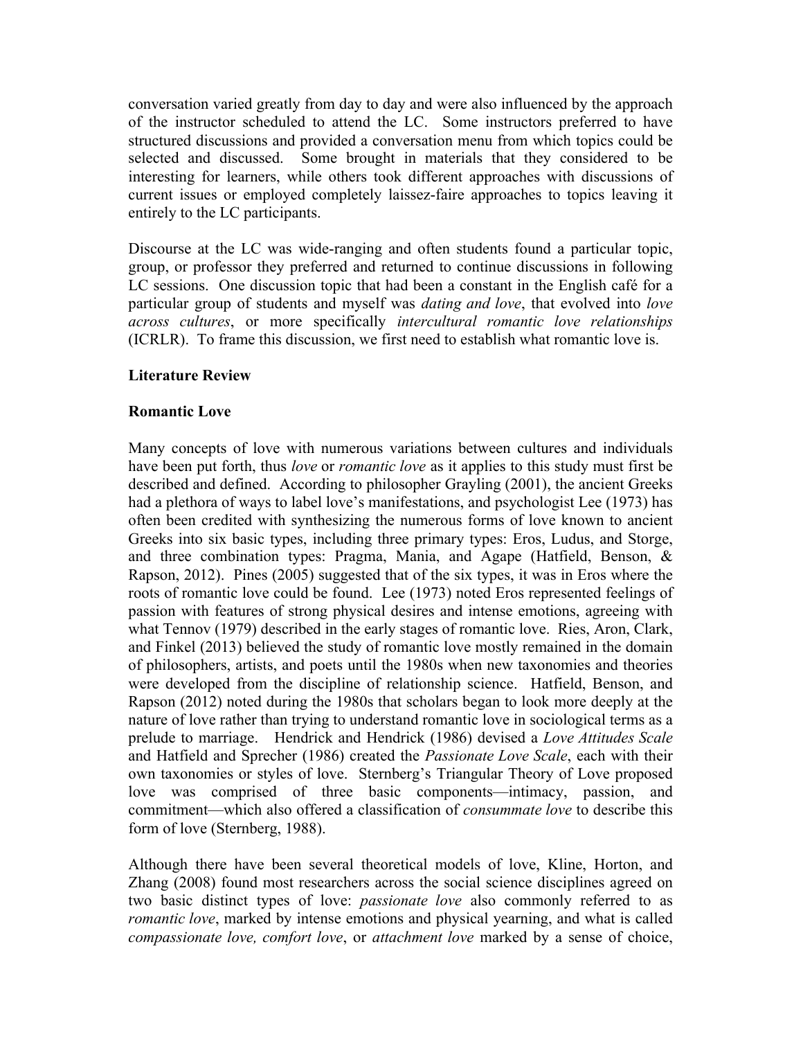conversation varied greatly from day to day and were also influenced by the approach of the instructor scheduled to attend the LC. Some instructors preferred to have structured discussions and provided a conversation menu from which topics could be selected and discussed. Some brought in materials that they considered to be interesting for learners, while others took different approaches with discussions of current issues or employed completely laissez-faire approaches to topics leaving it entirely to the LC participants.

Discourse at the LC was wide-ranging and often students found a particular topic, group, or professor they preferred and returned to continue discussions in following LC sessions. One discussion topic that had been a constant in the English café for a particular group of students and myself was *dating and love*, that evolved into *love across cultures*, or more specifically *intercultural romantic love relationships* (ICRLR). To frame this discussion, we first need to establish what romantic love is.

## Literature Review

### Romantic Love

Many concepts of love with numerous variations between cultures and individuals have been put forth, thus *love* or *romantic love* as it applies to this study must first be described and defined. According to philosopher Grayling (2001), the ancient Greeks had a plethora of ways to label love's manifestations, and psychologist Lee (1973) has often been credited with synthesizing the numerous forms of love known to ancient Greeks into six basic types, including three primary types: Eros, Ludus, and Storge, and three combination types: Pragma, Mania, and Agape (Hatfield, Benson, & Rapson, 2012). Pines (2005) suggested that of the six types, it was in Eros where the roots of romantic love could be found. Lee (1973) noted Eros represented feelings of passion with features of strong physical desires and intense emotions, agreeing with what Tennov (1979) described in the early stages of romantic love. Ries, Aron, Clark, and Finkel (2013) believed the study of romantic love mostly remained in the domain of philosophers, artists, and poets until the 1980s when new taxonomies and theories were developed from the discipline of relationship science. Hatfield, Benson, and Rapson (2012) noted during the 1980s that scholars began to look more deeply at the nature of love rather than trying to understand romantic love in sociological terms as a prelude to marriage. Hendrick and Hendrick (1986) devised a *Love Attitudes Scale* and Hatfield and Sprecher (1986) created the *Passionate Love Scale*, each with their own taxonomies or styles of love. Sternberg's Triangular Theory of Love proposed love was comprised of three basic components—intimacy, passion, and commitment—which also offered a classification of *consummate love* to describe this form of love (Sternberg, 1988).

Although there have been several theoretical models of love, Kline, Horton, and Zhang (2008) found most researchers across the social science disciplines agreed on two basic distinct types of love: *passionate love* also commonly referred to as *romantic love*, marked by intense emotions and physical yearning, and what is called *compassionate love, comfort love*, or *attachment love* marked by a sense of choice,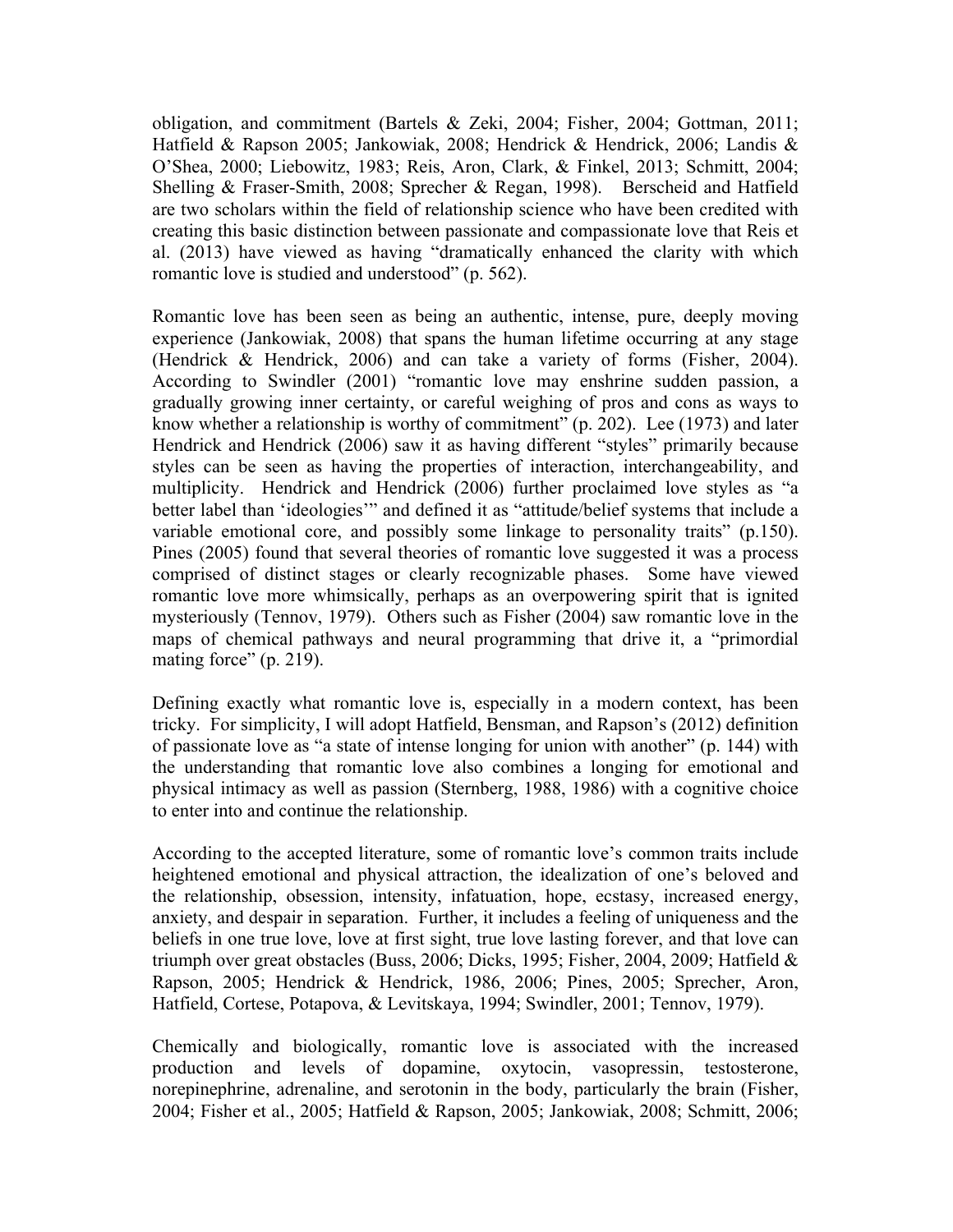obligation, and commitment (Bartels & Zeki, 2004; Fisher, 2004; Gottman, 2011; Hatfield & Rapson 2005; Jankowiak, 2008; Hendrick & Hendrick, 2006; Landis & O'Shea, 2000; Liebowitz, 1983; Reis, Aron, Clark, & Finkel, 2013; Schmitt, 2004; Shelling & Fraser-Smith, 2008; Sprecher & Regan, 1998). Berscheid and Hatfield are two scholars within the field of relationship science who have been credited with creating this basic distinction between passionate and compassionate love that Reis et al. (2013) have viewed as having "dramatically enhanced the clarity with which romantic love is studied and understood" (p. 562).

Romantic love has been seen as being an authentic, intense, pure, deeply moving experience (Jankowiak, 2008) that spans the human lifetime occurring at any stage (Hendrick & Hendrick, 2006) and can take a variety of forms (Fisher, 2004). According to Swindler (2001) "romantic love may enshrine sudden passion, a gradually growing inner certainty, or careful weighing of pros and cons as ways to know whether a relationship is worthy of commitment" (p. 202). Lee (1973) and later Hendrick and Hendrick (2006) saw it as having different "styles" primarily because styles can be seen as having the properties of interaction, interchangeability, and multiplicity. Hendrick and Hendrick (2006) further proclaimed love styles as "a better label than 'ideologies'" and defined it as "attitude/belief systems that include a variable emotional core, and possibly some linkage to personality traits" (p.150). Pines (2005) found that several theories of romantic love suggested it was a process comprised of distinct stages or clearly recognizable phases. Some have viewed romantic love more whimsically, perhaps as an overpowering spirit that is ignited mysteriously (Tennov, 1979). Others such as Fisher (2004) saw romantic love in the maps of chemical pathways and neural programming that drive it, a "primordial mating force" (p. 219).

Defining exactly what romantic love is, especially in a modern context, has been tricky. For simplicity, I will adopt Hatfield, Bensman, and Rapson's (2012) definition of passionate love as "a state of intense longing for union with another" (p. 144) with the understanding that romantic love also combines a longing for emotional and physical intimacy as well as passion (Sternberg, 1988, 1986) with a cognitive choice to enter into and continue the relationship.

According to the accepted literature, some of romantic love's common traits include heightened emotional and physical attraction, the idealization of one's beloved and the relationship, obsession, intensity, infatuation, hope, ecstasy, increased energy, anxiety, and despair in separation. Further, it includes a feeling of uniqueness and the beliefs in one true love, love at first sight, true love lasting forever, and that love can triumph over great obstacles (Buss, 2006; Dicks, 1995; Fisher, 2004, 2009; Hatfield & Rapson, 2005; Hendrick & Hendrick, 1986, 2006; Pines, 2005; Sprecher, Aron, Hatfield, Cortese, Potapova, & Levitskaya, 1994; Swindler, 2001; Tennov, 1979).

Chemically and biologically, romantic love is associated with the increased production and levels of dopamine, oxytocin, vasopressin, testosterone, norepinephrine, adrenaline, and serotonin in the body, particularly the brain (Fisher, 2004; Fisher et al., 2005; Hatfield & Rapson, 2005; Jankowiak, 2008; Schmitt, 2006;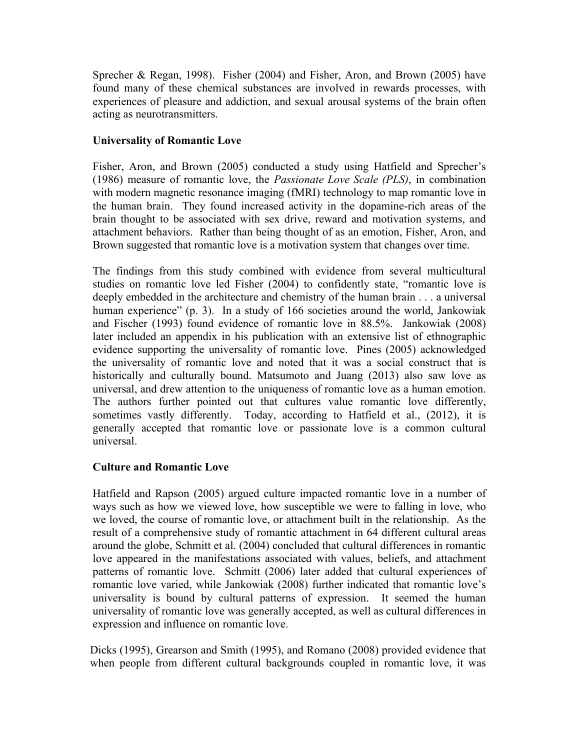Sprecher & Regan, 1998). Fisher (2004) and Fisher, Aron, and Brown (2005) have found many of these chemical substances are involved in rewards processes, with experiences of pleasure and addiction, and sexual arousal systems of the brain often acting as neurotransmitters.

**Universality of Romantic Love**

Fisher, Aron, and Brown (2005) conducted a study using Hatfield and Sprecher's (1986) measure of romantic love, the *Passionate Love Scale (PLS)*, in combination with modern magnetic resonance imaging (fMRI) technology to map romantic love in the human brain. They found increased activity in the dopamine-rich areas of the brain thought to be associated with sex drive, reward and motivation systems, and attachment behaviors. Rather than being thought of as an emotion, Fisher, Aron, and Brown suggested that romantic love is a motivation system that changes over time.

The findings from this study combined with evidence from several multicultural studies on romantic love led Fisher (2004) to confidently state, "romantic love is deeply embedded in the architecture and chemistry of the human brain . . . a universal human experience" (p. 3). In a study of 166 societies around the world, Jankowiak and Fischer (1993) found evidence of romantic love in 88.5%. Jankowiak (2008) later included an appendix in his publication with an extensive list of ethnographic evidence supporting the universality of romantic love. Pines (2005) acknowledged the universality of romantic love and noted that it was a social construct that is historically and culturally bound. Matsumoto and Juang (2013) also saw love as universal, and drew attention to the uniqueness of romantic love as a human emotion. The authors further pointed out that cultures value romantic love differently, sometimes vastly differently. Today, according to Hatfield et al., (2012), it is generally accepted that romantic love or passionate love is a common cultural universal.

**Culture and Romantic Love**

Hatfield and Rapson (2005) argued culture impacted romantic love in a number of ways such as how we viewed love, how susceptible we were to falling in love, who we loved, the course of romantic love, or attachment built in the relationship. As the result of a comprehensive study of romantic attachment in 64 different cultural areas around the globe, Schmitt et al. (2004) concluded that cultural differences in romantic love appeared in the manifestations associated with values, beliefs, and attachment patterns of romantic love. Schmitt (2006) later added that cultural experiences of romantic love varied, while Jankowiak (2008) further indicated that romantic love's universality is bound by cultural patterns of expression. It seemed the human universality of romantic love was generally accepted, as well as cultural differences in expression and influence on romantic love.

Dicks (1995), Grearson and Smith (1995), and Romano (2008) provided evidence that when people from different cultural backgrounds coupled in romantic love, it was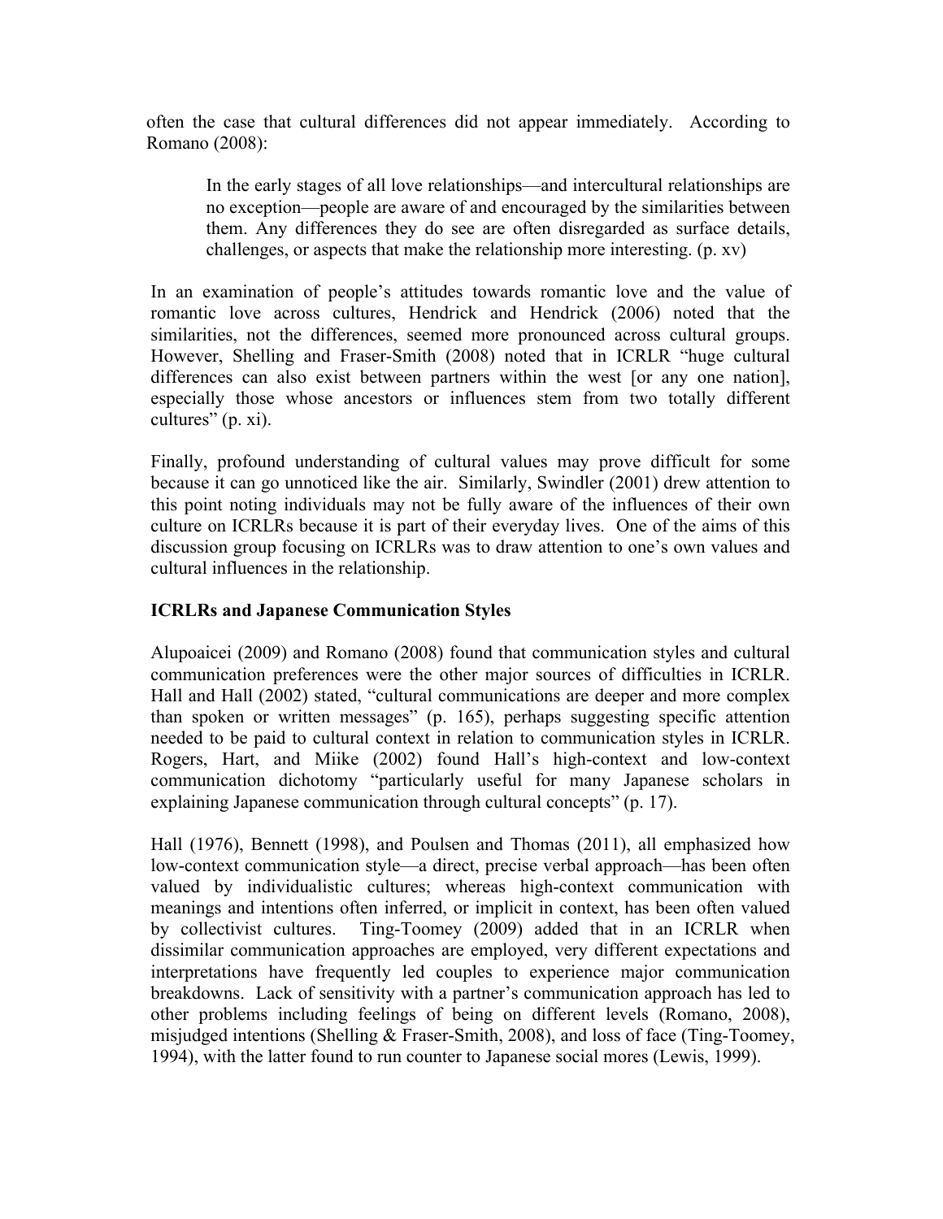often the case that cultural differences did not appear immediately. According to Romano (2008):

> In the early stages of all love relationships—and intercultural relationships are no exception—people are aware of and encouraged by the similarities between them. Any differences they do see are often disregarded as surface details, challenges, or aspects that make the relationship more interesting. (p. xv)

In an examination of people's attitudes towards romantic love and the value of romantic love across cultures, Hendrick and Hendrick (2006) noted that the similarities, not the differences, seemed more pronounced across cultural groups. However, Shelling and Fraser-Smith (2008) noted that in ICRLR "huge cultural differences can also exist between partners within the west [or any one nation], especially those whose ancestors or influences stem from two totally different cultures" (p. xi).

Finally, profound understanding of cultural values may prove difficult for some because it can go unnoticed like the air. Similarly, Swindler (2001) drew attention to this point noting individuals may not be fully aware of the influences of their own culture on ICRLRs because it is part of their everyday lives. One of the aims of this discussion group focusing on ICRLRs was to draw attention to one's own values and cultural influences in the relationship.

**ICRLRs and Japanese Communication Styles**

Alupoaicei (2009) and Romano (2008) found that communication styles and cultural communication preferences were the other major sources of difficulties in ICRLR. Hall and Hall (2002) stated, "cultural communications are deeper and more complex than spoken or written messages" (p. 165), perhaps suggesting specific attention needed to be paid to cultural context in relation to communication styles in ICRLR. Rogers, Hart, and Miike (2002) found Hall's high-context and low-context communication dichotomy "particularly useful for many Japanese scholars in explaining Japanese communication through cultural concepts" (p. 17).

Hall (1976), Bennett (1998), and Poulsen and Thomas (2011), all emphasized how low-context communication style—a direct, precise verbal approach—has been often valued by individualistic cultures; whereas high-context communication with meanings and intentions often inferred, or implicit in context, has been often valued by collectivist cultures. Ting-Toomey (2009) added that in an ICRLR when dissimilar communication approaches are employed, very different expectations and interpretations have frequently led couples to experience major communication breakdowns. Lack of sensitivity with a partner's communication approach has led to other problems including feelings of being on different levels (Romano, 2008), misjudged intentions (Shelling & Fraser-Smith, 2008), and loss of face (Ting-Toomey, 1994), with the latter found to run counter to Japanese social mores (Lewis, 1999).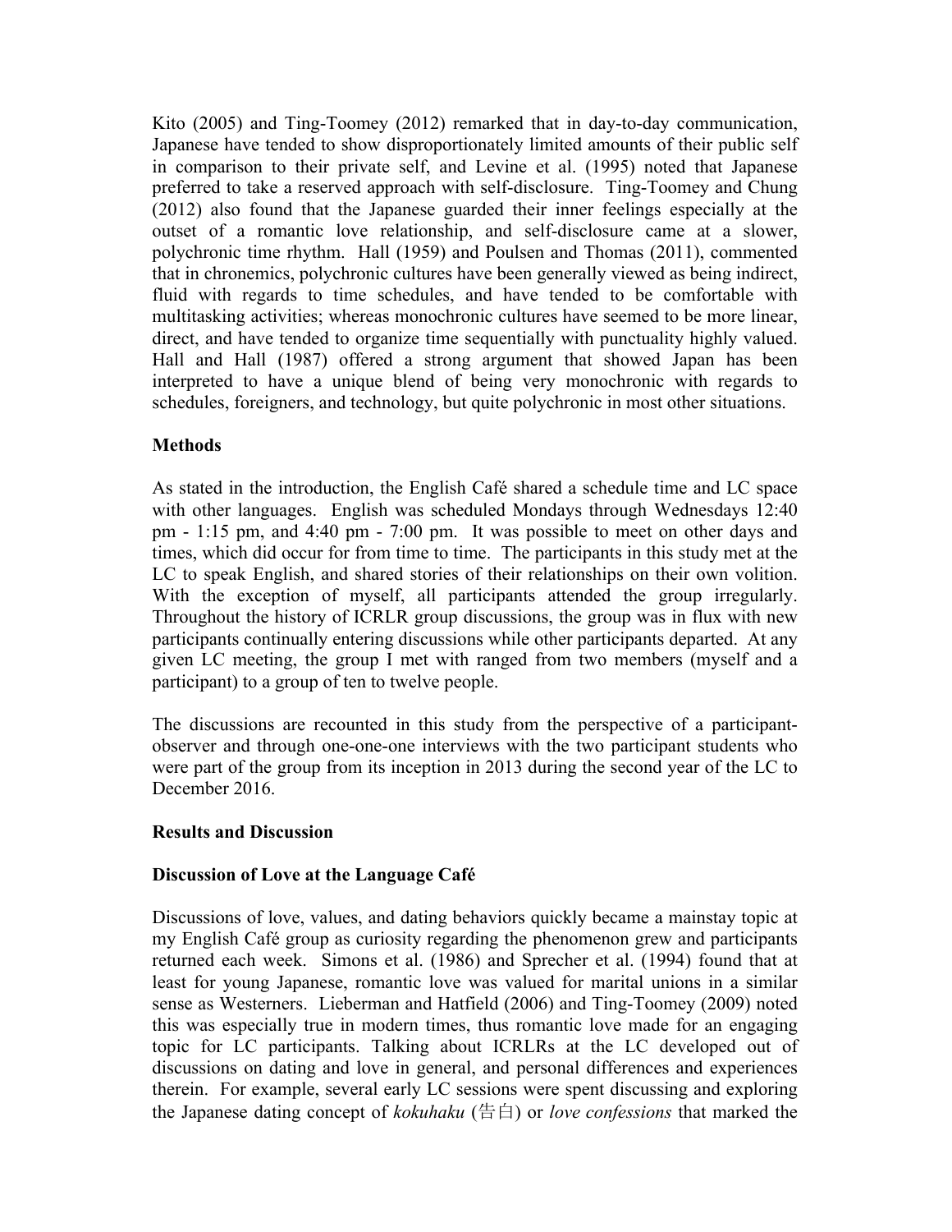Kito (2005) and Ting-Toomey (2012) remarked that in day-to-day communication, Japanese have tended to show disproportionately limited amounts of their public self in comparison to their private self, and Levine et al. (1995) noted that Japanese preferred to take a reserved approach with self-disclosure. Ting-Toomey and Chung (2012) also found that the Japanese guarded their inner feelings especially at the outset of a romantic love relationship, and self-disclosure came at a slower, polychronic time rhythm. Hall (1959) and Poulsen and Thomas (2011), commented that in chronemics, polychronic cultures have been generally viewed as being indirect, fluid with regards to time schedules, and have tended to be comfortable with multitasking activities; whereas monochronic cultures have seemed to be more linear, direct, and have tended to organize time sequentially with punctuality highly valued. Hall and Hall (1987) offered a strong argument that showed Japan has been interpreted to have a unique blend of being very monochronic with regards to schedules, foreigners, and technology, but quite polychronic in most other situations.

## Methods

As stated in the introduction, the English Café shared a schedule time and LC space with other languages. English was scheduled Mondays through Wednesdays 12:40 pm - 1:15 pm, and 4:40 pm - 7:00 pm. It was possible to meet on other days and times, which did occur for from time to time. The participants in this study met at the LC to speak English, and shared stories of their relationships on their own volition. With the exception of myself, all participants attended the group irregularly. Throughout the history of ICRLR group discussions, the group was in flux with new participants continually entering discussions while other participants departed. At any given LC meeting, the group I met with ranged from two members (myself and a participant) to a group of ten to twelve people.

The discussions are recounted in this study from the perspective of a participant-observer and through one-one-one interviews with the two participant students who were part of the group from its inception in 2013 during the second year of the LC to December 2016.

## Results and Discussion

### Discussion of Love at the Language Café

Discussions of love, values, and dating behaviors quickly became a mainstay topic at my English Café group as curiosity regarding the phenomenon grew and participants returned each week. Simons et al. (1986) and Sprecher et al. (1994) found that at least for young Japanese, romantic love was valued for marital unions in a similar sense as Westerners. Lieberman and Hatfield (2006) and Ting-Toomey (2009) noted this was especially true in modern times, thus romantic love made for an engaging topic for LC participants. Talking about ICRLRs at the LC developed out of discussions on dating and love in general, and personal differences and experiences therein. For example, several early LC sessions were spent discussing and exploring the Japanese dating concept of *kokuhaku* (告白) or *love confessions* that marked the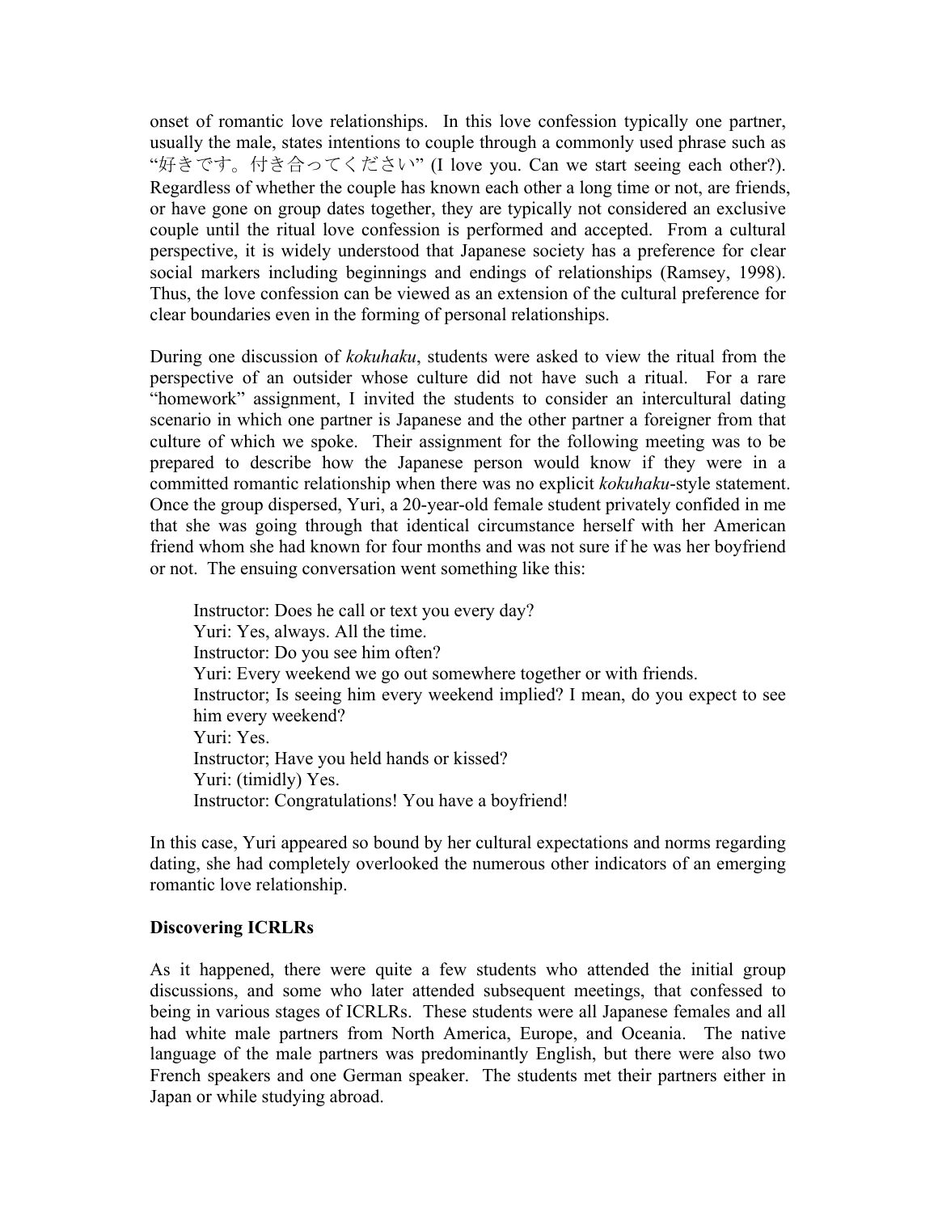onset of romantic love relationships. In this love confession typically one partner, usually the male, states intentions to couple through a commonly used phrase such as "好きです。付き合ってください" (I love you. Can we start seeing each other?). Regardless of whether the couple has known each other a long time or not, are friends, or have gone on group dates together, they are typically not considered an exclusive couple until the ritual love confession is performed and accepted. From a cultural perspective, it is widely understood that Japanese society has a preference for clear social markers including beginnings and endings of relationships (Ramsey, 1998). Thus, the love confession can be viewed as an extension of the cultural preference for clear boundaries even in the forming of personal relationships.

During one discussion of *kokuhaku*, students were asked to view the ritual from the perspective of an outsider whose culture did not have such a ritual. For a rare "homework" assignment, I invited the students to consider an intercultural dating scenario in which one partner is Japanese and the other partner a foreigner from that culture of which we spoke. Their assignment for the following meeting was to be prepared to describe how the Japanese person would know if they were in a committed romantic relationship when there was no explicit *kokuhaku*-style statement. Once the group dispersed, Yuri, a 20-year-old female student privately confided in me that she was going through that identical circumstance herself with her American friend whom she had known for four months and was not sure if he was her boyfriend or not. The ensuing conversation went something like this:

> Instructor: Does he call or text you every day?
> Yuri: Yes, always. All the time.
> Instructor: Do you see him often?
> Yuri: Every weekend we go out somewhere together or with friends.
> Instructor; Is seeing him every weekend implied? I mean, do you expect to see him every weekend?
> Yuri: Yes.
> Instructor; Have you held hands or kissed?
> Yuri: (timidly) Yes.
> Instructor: Congratulations! You have a boyfriend!

In this case, Yuri appeared so bound by her cultural expectations and norms regarding dating, she had completely overlooked the numerous other indicators of an emerging romantic love relationship.

**Discovering ICRLRs**

As it happened, there were quite a few students who attended the initial group discussions, and some who later attended subsequent meetings, that confessed to being in various stages of ICRLRs. These students were all Japanese females and all had white male partners from North America, Europe, and Oceania. The native language of the male partners was predominantly English, but there were also two French speakers and one German speaker. The students met their partners either in Japan or while studying abroad.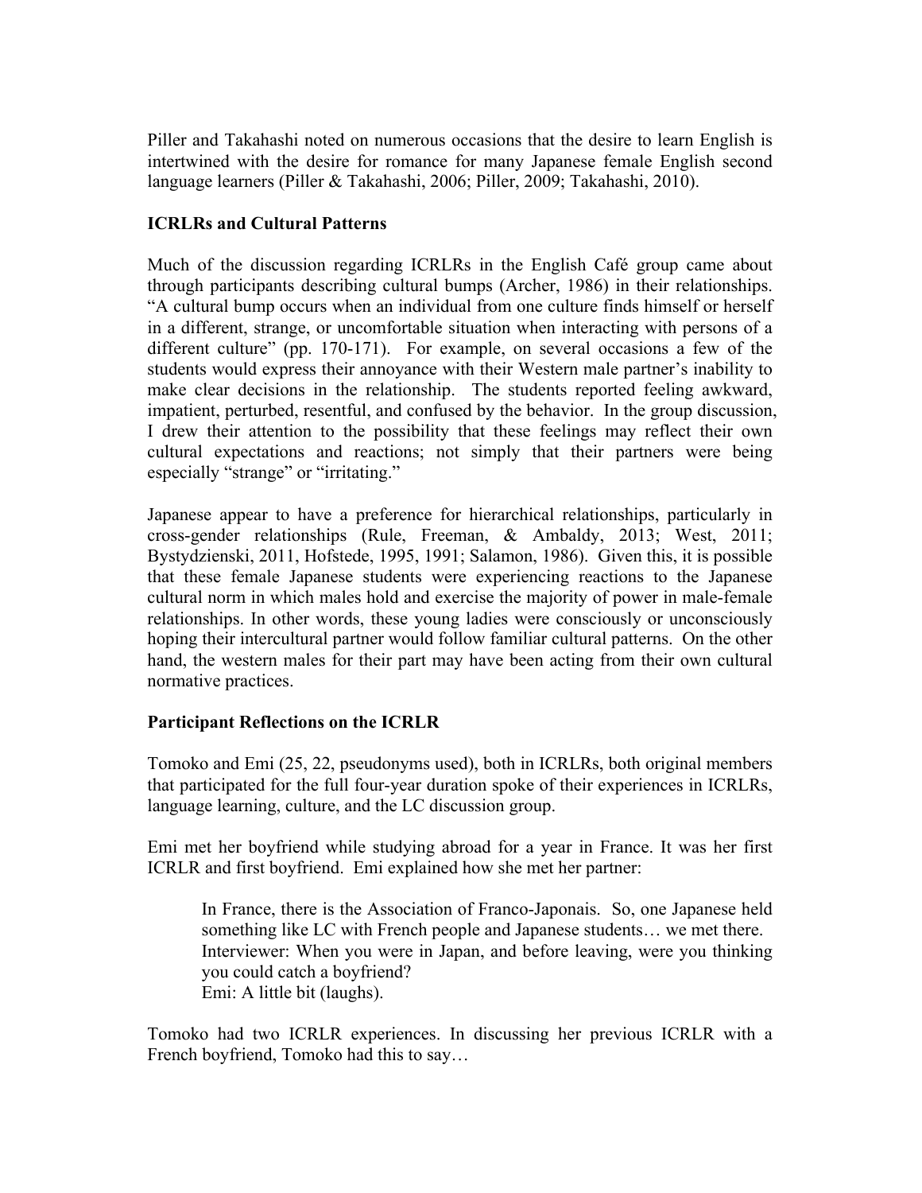Piller and Takahashi noted on numerous occasions that the desire to learn English is intertwined with the desire for romance for many Japanese female English second language learners (Piller & Takahashi, 2006; Piller, 2009; Takahashi, 2010).

### ICRLRs and Cultural Patterns

Much of the discussion regarding ICRLRs in the English Café group came about through participants describing cultural bumps (Archer, 1986) in their relationships. "A cultural bump occurs when an individual from one culture finds himself or herself in a different, strange, or uncomfortable situation when interacting with persons of a different culture" (pp. 170-171). For example, on several occasions a few of the students would express their annoyance with their Western male partner's inability to make clear decisions in the relationship. The students reported feeling awkward, impatient, perturbed, resentful, and confused by the behavior. In the group discussion, I drew their attention to the possibility that these feelings may reflect their own cultural expectations and reactions; not simply that their partners were being especially "strange" or "irritating."

Japanese appear to have a preference for hierarchical relationships, particularly in cross-gender relationships (Rule, Freeman, & Ambaldy, 2013; West, 2011; Bystydzienski, 2011, Hofstede, 1995, 1991; Salamon, 1986). Given this, it is possible that these female Japanese students were experiencing reactions to the Japanese cultural norm in which males hold and exercise the majority of power in male-female relationships. In other words, these young ladies were consciously or unconsciously hoping their intercultural partner would follow familiar cultural patterns. On the other hand, the western males for their part may have been acting from their own cultural normative practices.

### Participant Reflections on the ICRLR

Tomoko and Emi (25, 22, pseudonyms used), both in ICRLRs, both original members that participated for the full four-year duration spoke of their experiences in ICRLRs, language learning, culture, and the LC discussion group.

Emi met her boyfriend while studying abroad for a year in France. It was her first ICRLR and first boyfriend. Emi explained how she met her partner:

> In France, there is the Association of Franco-Japonais. So, one Japanese held something like LC with French people and Japanese students… we met there.
> Interviewer: When you were in Japan, and before leaving, were you thinking you could catch a boyfriend?
> Emi: A little bit (laughs).

Tomoko had two ICRLR experiences. In discussing her previous ICRLR with a French boyfriend, Tomoko had this to say…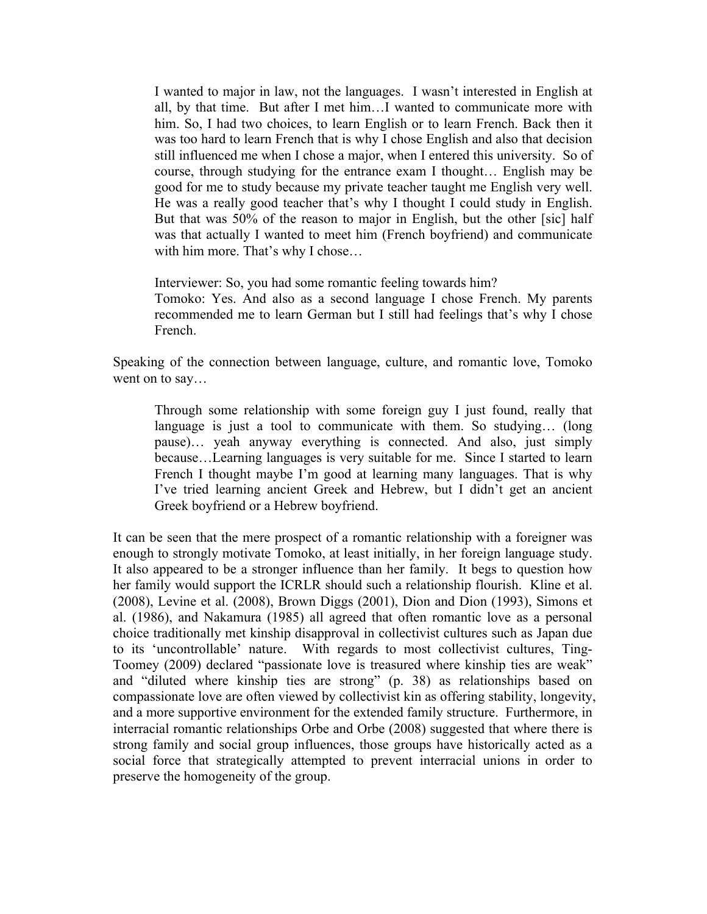> I wanted to major in law, not the languages. I wasn't interested in English at all, by that time. But after I met him…I wanted to communicate more with him. So, I had two choices, to learn English or to learn French. Back then it was too hard to learn French that is why I chose English and also that decision still influenced me when I chose a major, when I entered this university. So of course, through studying for the entrance exam I thought… English may be good for me to study because my private teacher taught me English very well. He was a really good teacher that's why I thought I could study in English. But that was 50% of the reason to major in English, but the other [sic] half was that actually I wanted to meet him (French boyfriend) and communicate with him more. That's why I chose…
>
> Interviewer: So, you had some romantic feeling towards him?
> Tomoko: Yes. And also as a second language I chose French. My parents recommended me to learn German but I still had feelings that's why I chose French.

Speaking of the connection between language, culture, and romantic love, Tomoko went on to say…

> Through some relationship with some foreign guy I just found, really that language is just a tool to communicate with them. So studying… (long pause)… yeah anyway everything is connected. And also, just simply because…Learning languages is very suitable for me. Since I started to learn French I thought maybe I'm good at learning many languages. That is why I've tried learning ancient Greek and Hebrew, but I didn't get an ancient Greek boyfriend or a Hebrew boyfriend.

It can be seen that the mere prospect of a romantic relationship with a foreigner was enough to strongly motivate Tomoko, at least initially, in her foreign language study. It also appeared to be a stronger influence than her family. It begs to question how her family would support the ICRLR should such a relationship flourish. Kline et al. (2008), Levine et al. (2008), Brown Diggs (2001), Dion and Dion (1993), Simons et al. (1986), and Nakamura (1985) all agreed that often romantic love as a personal choice traditionally met kinship disapproval in collectivist cultures such as Japan due to its 'uncontrollable' nature. With regards to most collectivist cultures, Ting-Toomey (2009) declared "passionate love is treasured where kinship ties are weak" and "diluted where kinship ties are strong" (p. 38) as relationships based on compassionate love are often viewed by collectivist kin as offering stability, longevity, and a more supportive environment for the extended family structure. Furthermore, in interracial romantic relationships Orbe and Orbe (2008) suggested that where there is strong family and social group influences, those groups have historically acted as a social force that strategically attempted to prevent interracial unions in order to preserve the homogeneity of the group.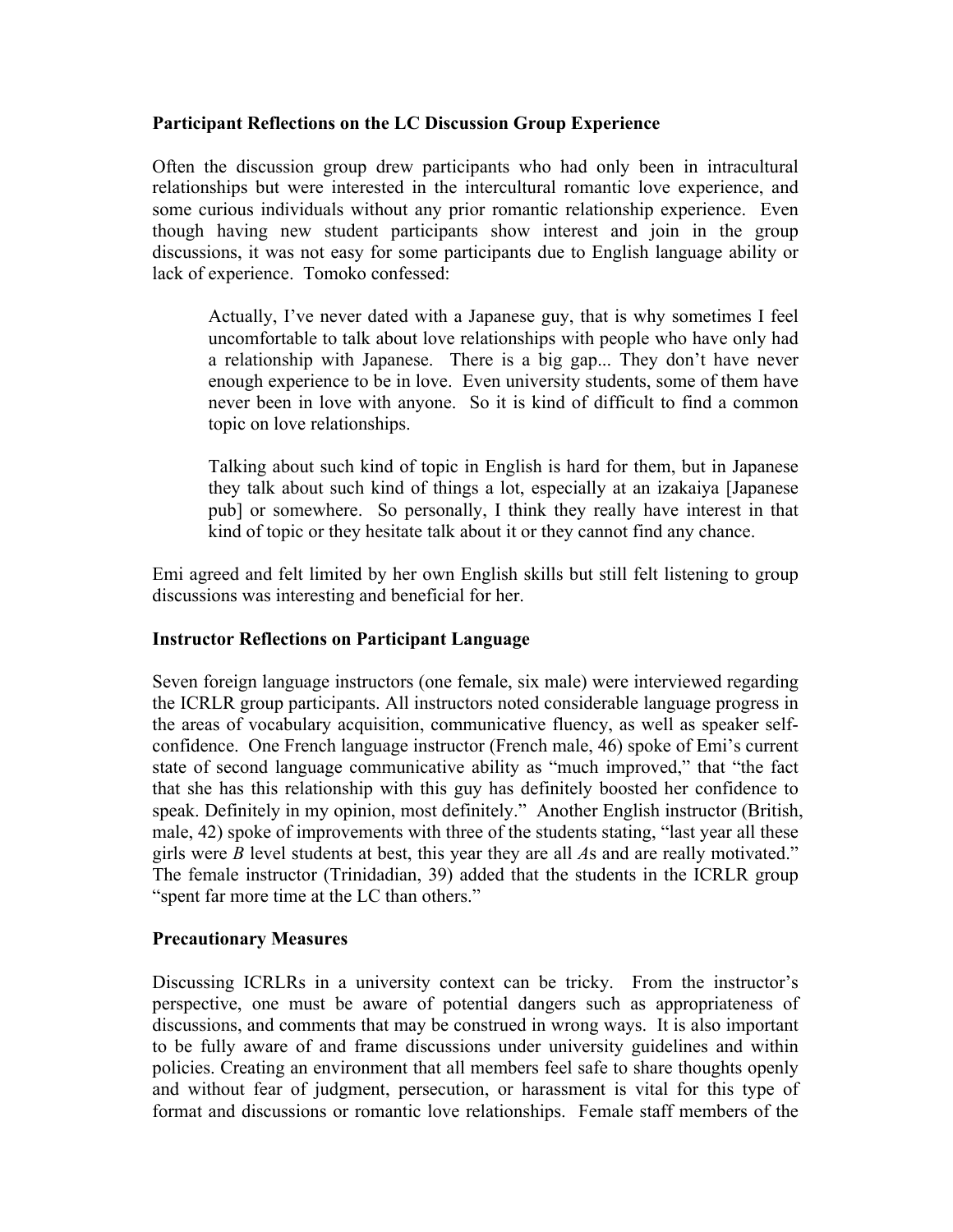**Participant Reflections on the LC Discussion Group Experience**

Often the discussion group drew participants who had only been in intracultural relationships but were interested in the intercultural romantic love experience, and some curious individuals without any prior romantic relationship experience. Even though having new student participants show interest and join in the group discussions, it was not easy for some participants due to English language ability or lack of experience. Tomoko confessed:

> Actually, I've never dated with a Japanese guy, that is why sometimes I feel uncomfortable to talk about love relationships with people who have only had a relationship with Japanese. There is a big gap... They don't have never enough experience to be in love. Even university students, some of them have never been in love with anyone. So it is kind of difficult to find a common topic on love relationships.
>
> Talking about such kind of topic in English is hard for them, but in Japanese they talk about such kind of things a lot, especially at an izakaiya [Japanese pub] or somewhere. So personally, I think they really have interest in that kind of topic or they hesitate talk about it or they cannot find any chance.

Emi agreed and felt limited by her own English skills but still felt listening to group discussions was interesting and beneficial for her.

**Instructor Reflections on Participant Language**

Seven foreign language instructors (one female, six male) were interviewed regarding the ICRLR group participants. All instructors noted considerable language progress in the areas of vocabulary acquisition, communicative fluency, as well as speaker self-confidence. One French language instructor (French male, 46) spoke of Emi's current state of second language communicative ability as "much improved," that "the fact that she has this relationship with this guy has definitely boosted her confidence to speak. Definitely in my opinion, most definitely." Another English instructor (British, male, 42) spoke of improvements with three of the students stating, "last year all these girls were *B* level students at best, this year they are all *A*s and are really motivated." The female instructor (Trinidadian, 39) added that the students in the ICRLR group "spent far more time at the LC than others."

**Precautionary Measures**

Discussing ICRLRs in a university context can be tricky. From the instructor's perspective, one must be aware of potential dangers such as appropriateness of discussions, and comments that may be construed in wrong ways. It is also important to be fully aware of and frame discussions under university guidelines and within policies. Creating an environment that all members feel safe to share thoughts openly and without fear of judgment, persecution, or harassment is vital for this type of format and discussions or romantic love relationships. Female staff members of the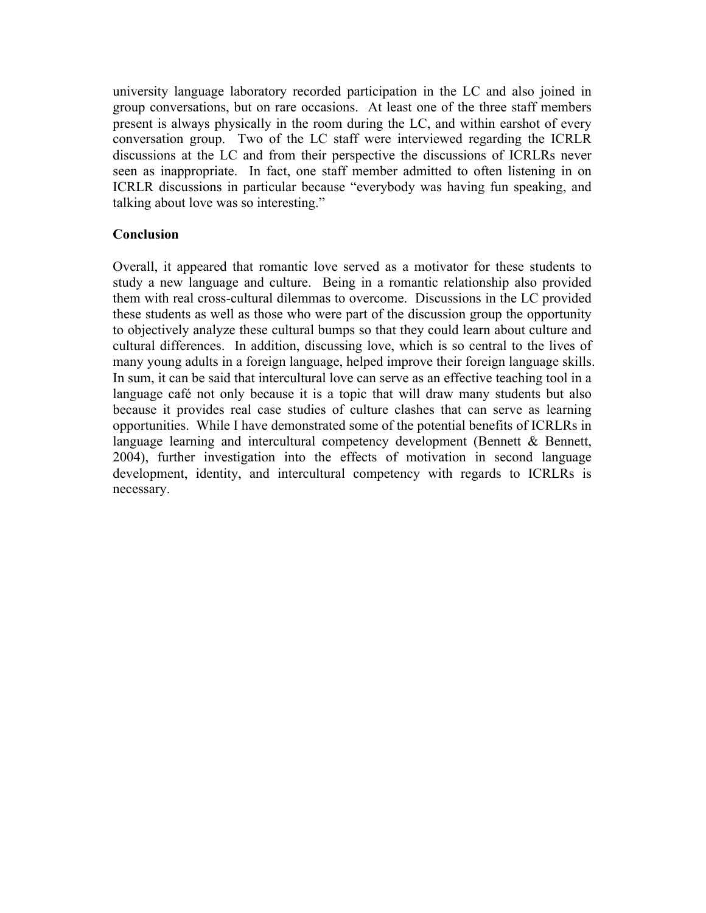university language laboratory recorded participation in the LC and also joined in group conversations, but on rare occasions. At least one of the three staff members present is always physically in the room during the LC, and within earshot of every conversation group. Two of the LC staff were interviewed regarding the ICRLR discussions at the LC and from their perspective the discussions of ICRLRs never seen as inappropriate. In fact, one staff member admitted to often listening in on ICRLR discussions in particular because "everybody was having fun speaking, and talking about love was so interesting."

**Conclusion**

Overall, it appeared that romantic love served as a motivator for these students to study a new language and culture. Being in a romantic relationship also provided them with real cross-cultural dilemmas to overcome. Discussions in the LC provided these students as well as those who were part of the discussion group the opportunity to objectively analyze these cultural bumps so that they could learn about culture and cultural differences. In addition, discussing love, which is so central to the lives of many young adults in a foreign language, helped improve their foreign language skills. In sum, it can be said that intercultural love can serve as an effective teaching tool in a language café not only because it is a topic that will draw many students but also because it provides real case studies of culture clashes that can serve as learning opportunities. While I have demonstrated some of the potential benefits of ICRLRs in language learning and intercultural competency development (Bennett & Bennett, 2004), further investigation into the effects of motivation in second language development, identity, and intercultural competency with regards to ICRLRs is necessary.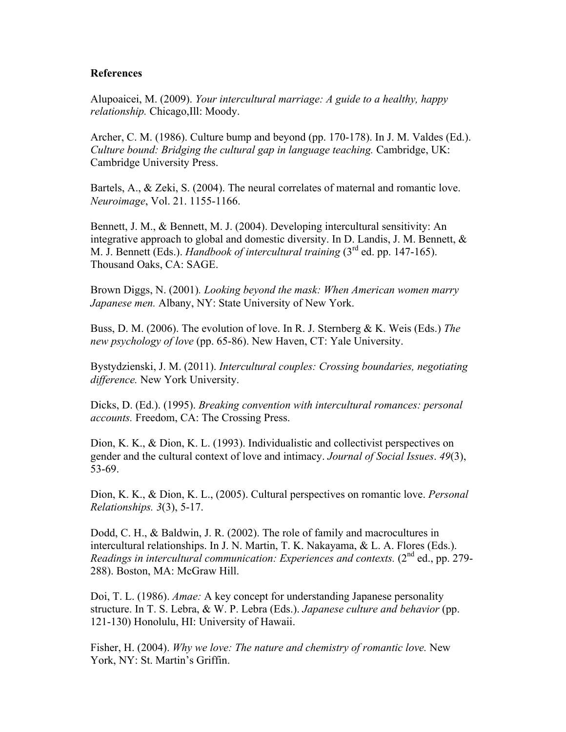**References**

Alupoaicei, M. (2009). *Your intercultural marriage: A guide to a healthy, happy relationship.* Chicago,Ill: Moody.

Archer, C. M. (1986). Culture bump and beyond (pp. 170-178). In J. M. Valdes (Ed.). *Culture bound: Bridging the cultural gap in language teaching.* Cambridge, UK: Cambridge University Press.

Bartels, A., & Zeki, S. (2004). The neural correlates of maternal and romantic love. *Neuroimage*, Vol. 21. 1155-1166.

Bennett, J. M., & Bennett, M. J. (2004). Developing intercultural sensitivity: An integrative approach to global and domestic diversity. In D. Landis, J. M. Bennett, & M. J. Bennett (Eds.). *Handbook of intercultural training* (3rd ed. pp. 147-165). Thousand Oaks, CA: SAGE.

Brown Diggs, N. (2001). *Looking beyond the mask: When American women marry Japanese men.* Albany, NY: State University of New York.

Buss, D. M. (2006). The evolution of love. In R. J. Sternberg & K. Weis (Eds.) *The new psychology of love* (pp. 65-86). New Haven, CT: Yale University.

Bystydzienski, J. M. (2011). *Intercultural couples: Crossing boundaries, negotiating difference.* New York University.

Dicks, D. (Ed.). (1995). *Breaking convention with intercultural romances: personal accounts.* Freedom, CA: The Crossing Press.

Dion, K. K., & Dion, K. L. (1993). Individualistic and collectivist perspectives on gender and the cultural context of love and intimacy. *Journal of Social Issues*. *49*(3), 53-69.

Dion, K. K., & Dion, K. L., (2005). Cultural perspectives on romantic love. *Personal Relationships. 3*(3), 5-17.

Dodd, C. H., & Baldwin, J. R. (2002). The role of family and macrocultures in intercultural relationships. In J. N. Martin, T. K. Nakayama, & L. A. Flores (Eds.). *Readings in intercultural communication: Experiences and contexts.* (2nd ed., pp. 279-288). Boston, MA: McGraw Hill.

Doi, T. L. (1986). *Amae:* A key concept for understanding Japanese personality structure. In T. S. Lebra, & W. P. Lebra (Eds.). *Japanese culture and behavior* (pp. 121-130) Honolulu, HI: University of Hawaii.

Fisher, H. (2004). *Why we love: The nature and chemistry of romantic love.* New York, NY: St. Martin's Griffin.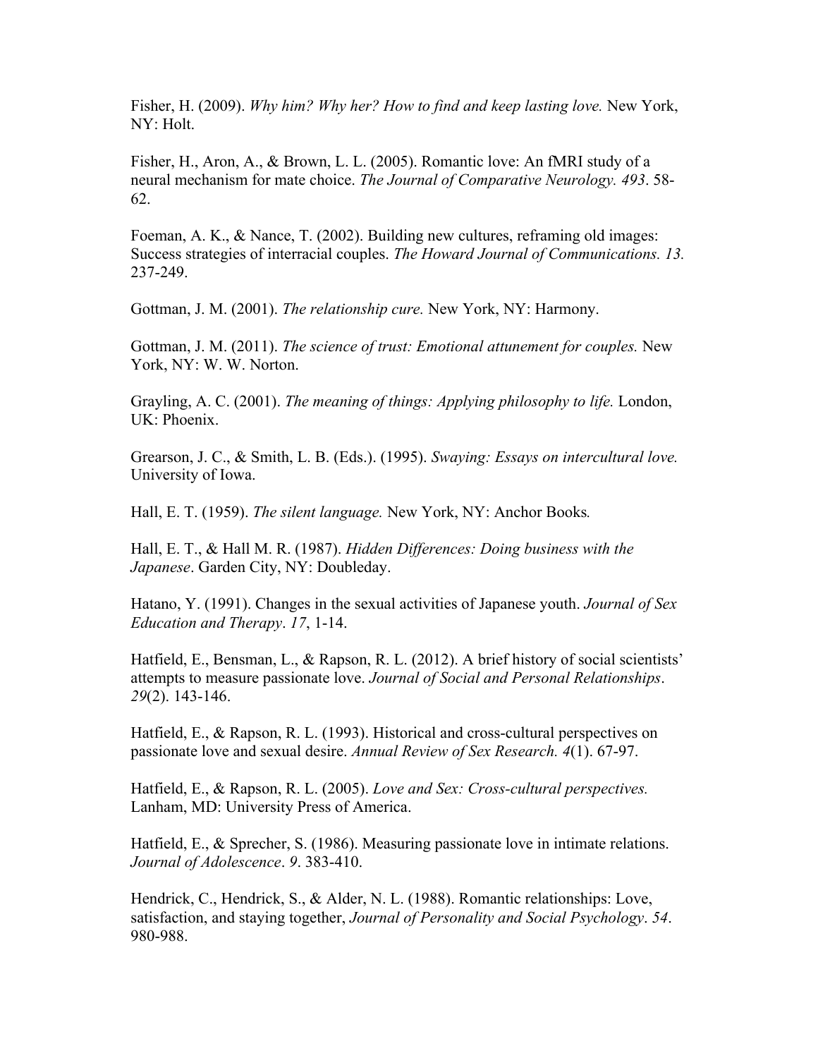Fisher, H. (2009). *Why him? Why her? How to find and keep lasting love.* New York, NY: Holt.

Fisher, H., Aron, A., & Brown, L. L. (2005). Romantic love: An fMRI study of a neural mechanism for mate choice. *The Journal of Comparative Neurology. 493*. 58-62.

Foeman, A. K., & Nance, T. (2002). Building new cultures, reframing old images: Success strategies of interracial couples. *The Howard Journal of Communications. 13.* 237-249.

Gottman, J. M. (2001). *The relationship cure.* New York, NY: Harmony.

Gottman, J. M. (2011). *The science of trust: Emotional attunement for couples.* New York, NY: W. W. Norton.

Grayling, A. C. (2001). *The meaning of things: Applying philosophy to life.* London, UK: Phoenix.

Grearson, J. C., & Smith, L. B. (Eds.). (1995). *Swaying: Essays on intercultural love.* University of Iowa.

Hall, E. T. (1959). *The silent language.* New York, NY: Anchor Books*.*

Hall, E. T., & Hall M. R. (1987). *Hidden Differences: Doing business with the Japanese*. Garden City, NY: Doubleday.

Hatano, Y. (1991). Changes in the sexual activities of Japanese youth. *Journal of Sex Education and Therapy*. *17*, 1-14.

Hatfield, E., Bensman, L., & Rapson, R. L. (2012). A brief history of social scientists' attempts to measure passionate love. *Journal of Social and Personal Relationships*. *29*(2). 143-146.

Hatfield, E., & Rapson, R. L. (1993). Historical and cross-cultural perspectives on passionate love and sexual desire. *Annual Review of Sex Research. 4*(1). 67-97.

Hatfield, E., & Rapson, R. L. (2005). *Love and Sex: Cross-cultural perspectives.* Lanham, MD: University Press of America.

Hatfield, E., & Sprecher, S. (1986). Measuring passionate love in intimate relations. *Journal of Adolescence*. *9*. 383-410.

Hendrick, C., Hendrick, S., & Alder, N. L. (1988). Romantic relationships: Love, satisfaction, and staying together, *Journal of Personality and Social Psychology*. *54*. 980-988.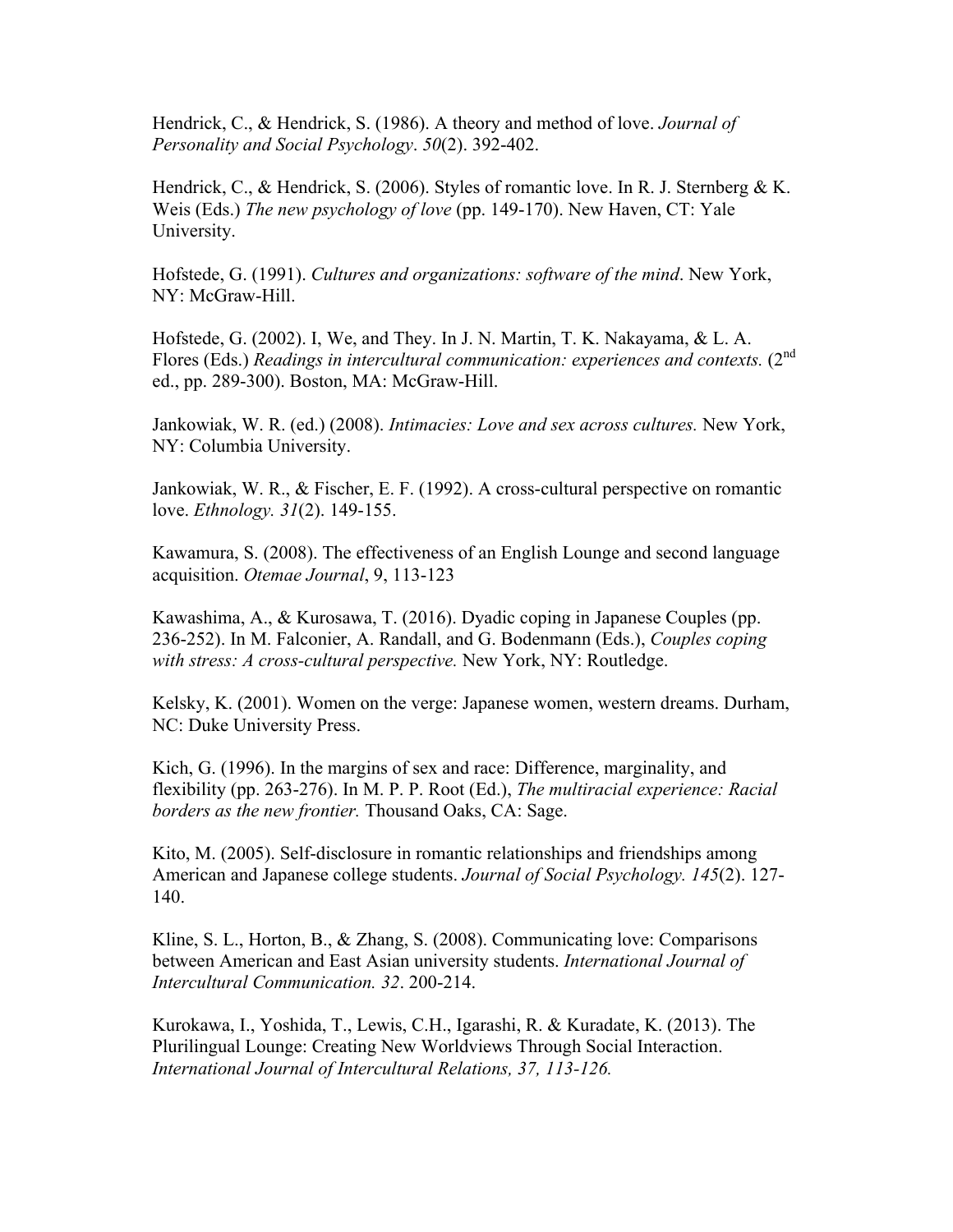Hendrick, C., & Hendrick, S. (1986). A theory and method of love. *Journal of Personality and Social Psychology*. *50*(2). 392-402.

Hendrick, C., & Hendrick, S. (2006). Styles of romantic love. In R. J. Sternberg & K. Weis (Eds.) *The new psychology of love* (pp. 149-170). New Haven, CT: Yale University.

Hofstede, G. (1991). *Cultures and organizations: software of the mind*. New York, NY: McGraw-Hill.

Hofstede, G. (2002). I, We, and They. In J. N. Martin, T. K. Nakayama, & L. A. Flores (Eds.) *Readings in intercultural communication: experiences and contexts.* (2nd ed., pp. 289-300). Boston, MA: McGraw-Hill.

Jankowiak, W. R. (ed.) (2008). *Intimacies: Love and sex across cultures.* New York, NY: Columbia University.

Jankowiak, W. R., & Fischer, E. F. (1992). A cross-cultural perspective on romantic love. *Ethnology. 31*(2). 149-155.

Kawamura, S. (2008). The effectiveness of an English Lounge and second language acquisition. *Otemae Journal*, 9, 113-123

Kawashima, A., & Kurosawa, T. (2016). Dyadic coping in Japanese Couples (pp. 236-252). In M. Falconier, A. Randall, and G. Bodenmann (Eds.), *Couples coping with stress: A cross-cultural perspective.* New York, NY: Routledge.

Kelsky, K. (2001). Women on the verge: Japanese women, western dreams. Durham, NC: Duke University Press.

Kich, G. (1996). In the margins of sex and race: Difference, marginality, and flexibility (pp. 263-276). In M. P. P. Root (Ed.), *The multiracial experience: Racial borders as the new frontier.* Thousand Oaks, CA: Sage.

Kito, M. (2005). Self-disclosure in romantic relationships and friendships among American and Japanese college students. *Journal of Social Psychology. 145*(2). 127-140.

Kline, S. L., Horton, B., & Zhang, S. (2008). Communicating love: Comparisons between American and East Asian university students. *International Journal of Intercultural Communication. 32*. 200-214.

Kurokawa, I., Yoshida, T., Lewis, C.H., Igarashi, R. & Kuradate, K. (2013). The Plurilingual Lounge: Creating New Worldviews Through Social Interaction. *International Journal of Intercultural Relations, 37, 113-126.*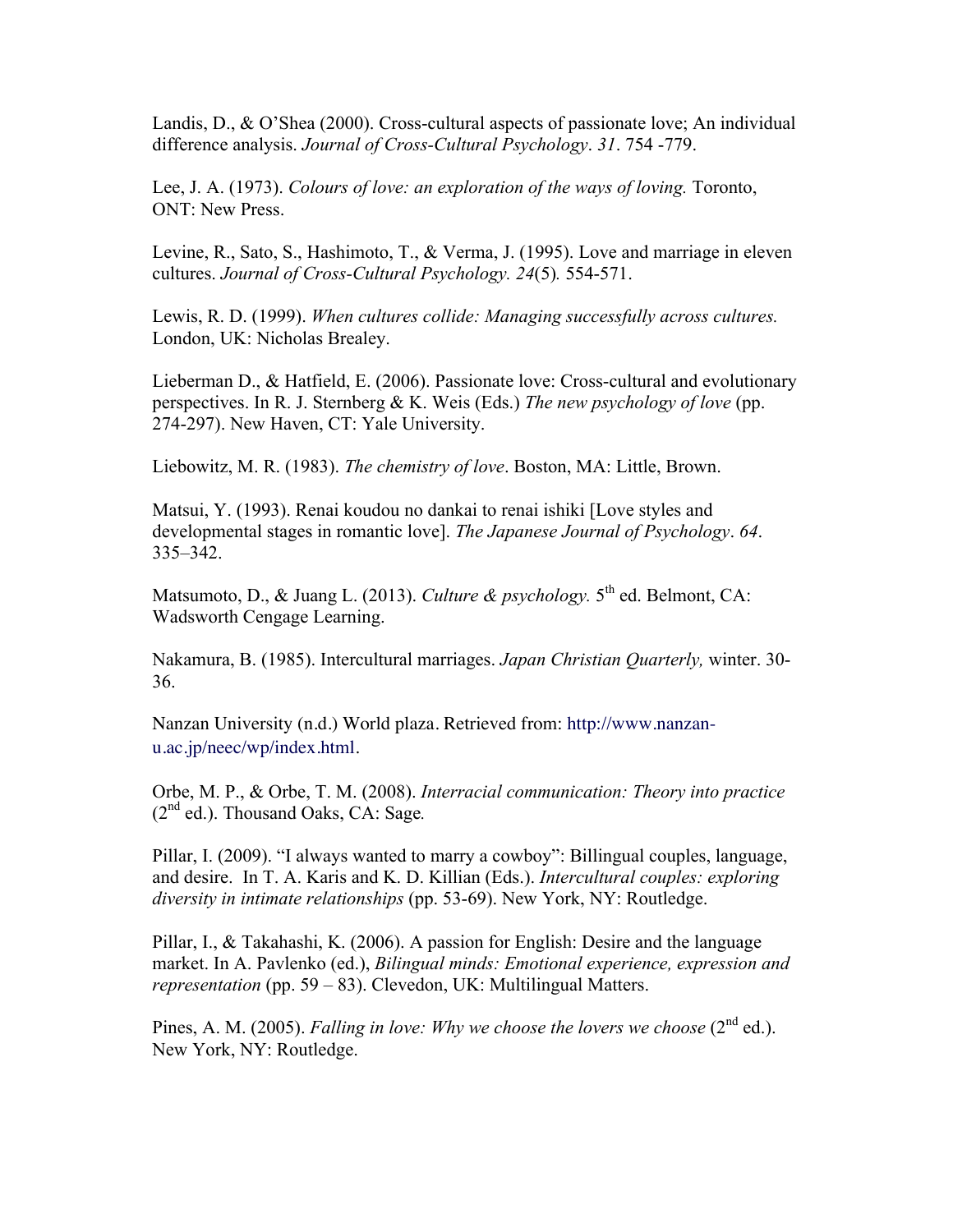Landis, D., & O'Shea (2000). Cross-cultural aspects of passionate love; An individual difference analysis. *Journal of Cross-Cultural Psychology*. *31*. 754 -779.

Lee, J. A. (1973). *Colours of love: an exploration of the ways of loving.* Toronto, ONT: New Press.

Levine, R., Sato, S., Hashimoto, T., & Verma, J. (1995). Love and marriage in eleven cultures. *Journal of Cross-Cultural Psychology. 24*(5)*.* 554-571.

Lewis, R. D. (1999). *When cultures collide: Managing successfully across cultures.* London, UK: Nicholas Brealey.

Lieberman D., & Hatfield, E. (2006). Passionate love: Cross-cultural and evolutionary perspectives. In R. J. Sternberg & K. Weis (Eds.) *The new psychology of love* (pp. 274-297). New Haven, CT: Yale University.

Liebowitz, M. R. (1983). *The chemistry of love*. Boston, MA: Little, Brown.

Matsui, Y. (1993). Renai koudou no dankai to renai ishiki [Love styles and developmental stages in romantic love]. *The Japanese Journal of Psychology*. *64*. 335–342.

Matsumoto, D., & Juang L. (2013). *Culture & psychology.* 5th ed. Belmont, CA: Wadsworth Cengage Learning.

Nakamura, B. (1985). Intercultural marriages. *Japan Christian Quarterly,* winter. 30-36.

Nanzan University (n.d.) World plaza. Retrieved from: http://www.nanzan-u.ac.jp/neec/wp/index.html.

Orbe, M. P., & Orbe, T. M. (2008). *Interracial communication: Theory into practice* (2nd ed.). Thousand Oaks, CA: Sage*.*

Pillar, I. (2009). "I always wanted to marry a cowboy": Billingual couples, language, and desire. In T. A. Karis and K. D. Killian (Eds.). *Intercultural couples: exploring diversity in intimate relationships* (pp. 53-69). New York, NY: Routledge.

Pillar, I., & Takahashi, K. (2006). A passion for English: Desire and the language market. In A. Pavlenko (ed.), *Bilingual minds: Emotional experience, expression and representation* (pp. 59 – 83). Clevedon, UK: Multilingual Matters.

Pines, A. M. (2005). *Falling in love: Why we choose the lovers we choose* (2nd ed.). New York, NY: Routledge.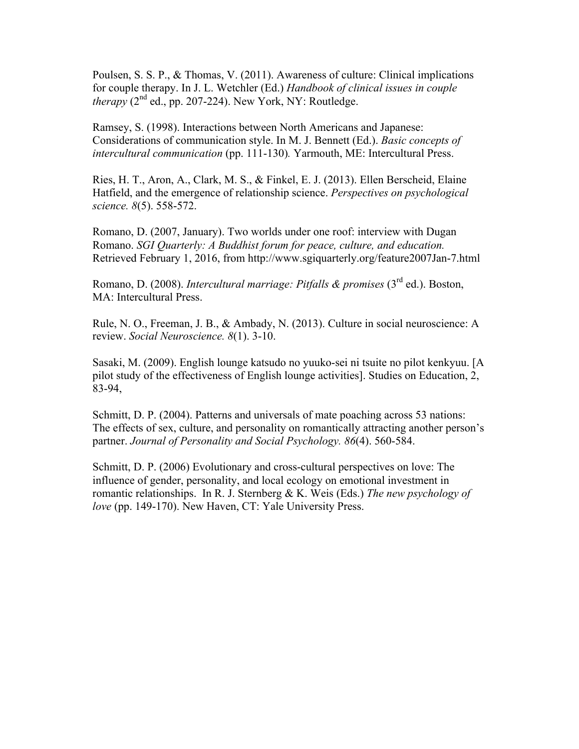Poulsen, S. S. P., & Thomas, V. (2011). Awareness of culture: Clinical implications for couple therapy. In J. L. Wetchler (Ed.) *Handbook of clinical issues in couple therapy* (2nd ed., pp. 207-224). New York, NY: Routledge.

Ramsey, S. (1998). Interactions between North Americans and Japanese: Considerations of communication style. In M. J. Bennett (Ed.). *Basic concepts of intercultural communication* (pp. 111-130)*.* Yarmouth, ME: Intercultural Press.

Ries, H. T., Aron, A., Clark, M. S., & Finkel, E. J. (2013). Ellen Berscheid, Elaine Hatfield, and the emergence of relationship science. *Perspectives on psychological science. 8*(5). 558-572.

Romano, D. (2007, January). Two worlds under one roof: interview with Dugan Romano. *SGI Quarterly: A Buddhist forum for peace, culture, and education.* Retrieved February 1, 2016, from http://www.sgiquarterly.org/feature2007Jan-7.html

Romano, D. (2008). *Intercultural marriage: Pitfalls & promises* (3rd ed.). Boston, MA: Intercultural Press.

Rule, N. O., Freeman, J. B., & Ambady, N. (2013). Culture in social neuroscience: A review. *Social Neuroscience. 8*(1). 3-10.

Sasaki, M. (2009). English lounge katsudo no yuuko-sei ni tsuite no pilot kenkyuu. [A pilot study of the effectiveness of English lounge activities]. Studies on Education, 2, 83-94,

Schmitt, D. P. (2004). Patterns and universals of mate poaching across 53 nations: The effects of sex, culture, and personality on romantically attracting another person's partner. *Journal of Personality and Social Psychology. 86*(4). 560-584.

Schmitt, D. P. (2006) Evolutionary and cross-cultural perspectives on love: The influence of gender, personality, and local ecology on emotional investment in romantic relationships. In R. J. Sternberg & K. Weis (Eds.) *The new psychology of love* (pp. 149-170). New Haven, CT: Yale University Press.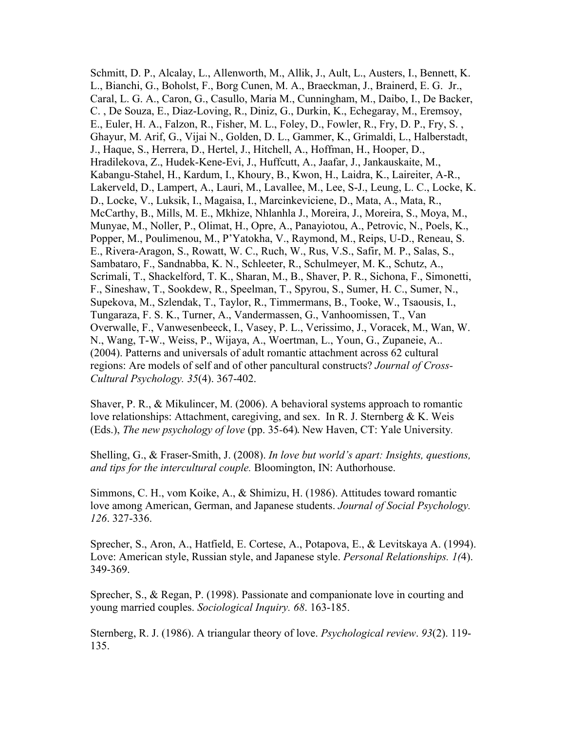Schmitt, D. P., Alcalay, L., Allenworth, M., Allik, J., Ault, L., Austers, I., Bennett, K. L., Bianchi, G., Boholst, F., Borg Cunen, M. A., Braeckman, J., Brainerd, E. G. Jr., Caral, L. G. A., Caron, G., Casullo, Maria M., Cunningham, M., Daibo, I., De Backer, C. , De Souza, E., Diaz-Loving, R., Diniz, G., Durkin, K., Echegaray, M., Eremsoy, E., Euler, H. A., Falzon, R., Fisher, M. L., Foley, D., Fowler, R., Fry, D. P., Fry, S. , Ghayur, M. Arif, G., Vijai N., Golden, D. L., Gammer, K., Grimaldi, L., Halberstadt, J., Haque, S., Herrera, D., Hertel, J., Hitchell, A., Hoffman, H., Hooper, D., Hradilekova, Z., Hudek-Kene-Evi, J., Huffcutt, A., Jaafar, J., Jankauskaite, M., Kabangu-Stahel, H., Kardum, I., Khoury, B., Kwon, H., Laidra, K., Laireiter, A-R., Lakerveld, D., Lampert, A., Lauri, M., Lavallee, M., Lee, S-J., Leung, L. C., Locke, K. D., Locke, V., Luksik, I., Magaisa, I., Marcinkeviciene, D., Mata, A., Mata, R., McCarthy, B., Mills, M. E., Mkhize, Nhlanhla J., Moreira, J., Moreira, S., Moya, M., Munyae, M., Noller, P., Olimat, H., Opre, A., Panayiotou, A., Petrovic, N., Poels, K., Popper, M., Poulimenou, M., P'Yatokha, V., Raymond, M., Reips, U-D., Reneau, S. E., Rivera-Aragon, S., Rowatt, W. C., Ruch, W., Rus, V.S., Safir, M. P., Salas, S., Sambataro, F., Sandnabba, K. N., Schleeter, R., Schulmeyer, M. K., Schutz, A., Scrimali, T., Shackelford, T. K., Sharan, M., B., Shaver, P. R., Sichona, F., Simonetti, F., Sineshaw, T., Sookdew, R., Speelman, T., Spyrou, S., Sumer, H. C., Sumer, N., Supekova, M., Szlendak, T., Taylor, R., Timmermans, B., Tooke, W., Tsaousis, I., Tungaraza, F. S. K., Turner, A., Vandermassen, G., Vanhoomissen, T., Van Overwalle, F., Vanwesenbeeck, I., Vasey, P. L., Verissimo, J., Voracek, M., Wan, W. N., Wang, T-W., Weiss, P., Wijaya, A., Woertman, L., Youn, G., Zupaneie, A.. (2004). Patterns and universals of adult romantic attachment across 62 cultural regions: Are models of self and of other pancultural constructs? *Journal of Cross-Cultural Psychology. 35*(4). 367-402.

Shaver, P. R., & Mikulincer, M. (2006). A behavioral systems approach to romantic love relationships: Attachment, caregiving, and sex. In R. J. Sternberg & K. Weis (Eds.), *The new psychology of love* (pp. 35-64). New Haven, CT: Yale University.

Shelling, G., & Fraser-Smith, J. (2008). *In love but world's apart: Insights, questions, and tips for the intercultural couple.* Bloomington, IN: Authorhouse.

Simmons, C. H., vom Koike, A., & Shimizu, H. (1986). Attitudes toward romantic love among American, German, and Japanese students. *Journal of Social Psychology. 126*. 327-336.

Sprecher, S., Aron, A., Hatfield, E. Cortese, A., Potapova, E., & Levitskaya A. (1994). Love: American style, Russian style, and Japanese style. *Personal Relationships. 1(*4). 349-369.

Sprecher, S., & Regan, P. (1998). Passionate and companionate love in courting and young married couples. *Sociological Inquiry. 68*. 163-185.

Sternberg, R. J. (1986). A triangular theory of love. *Psychological review*. *93*(2). 119-135.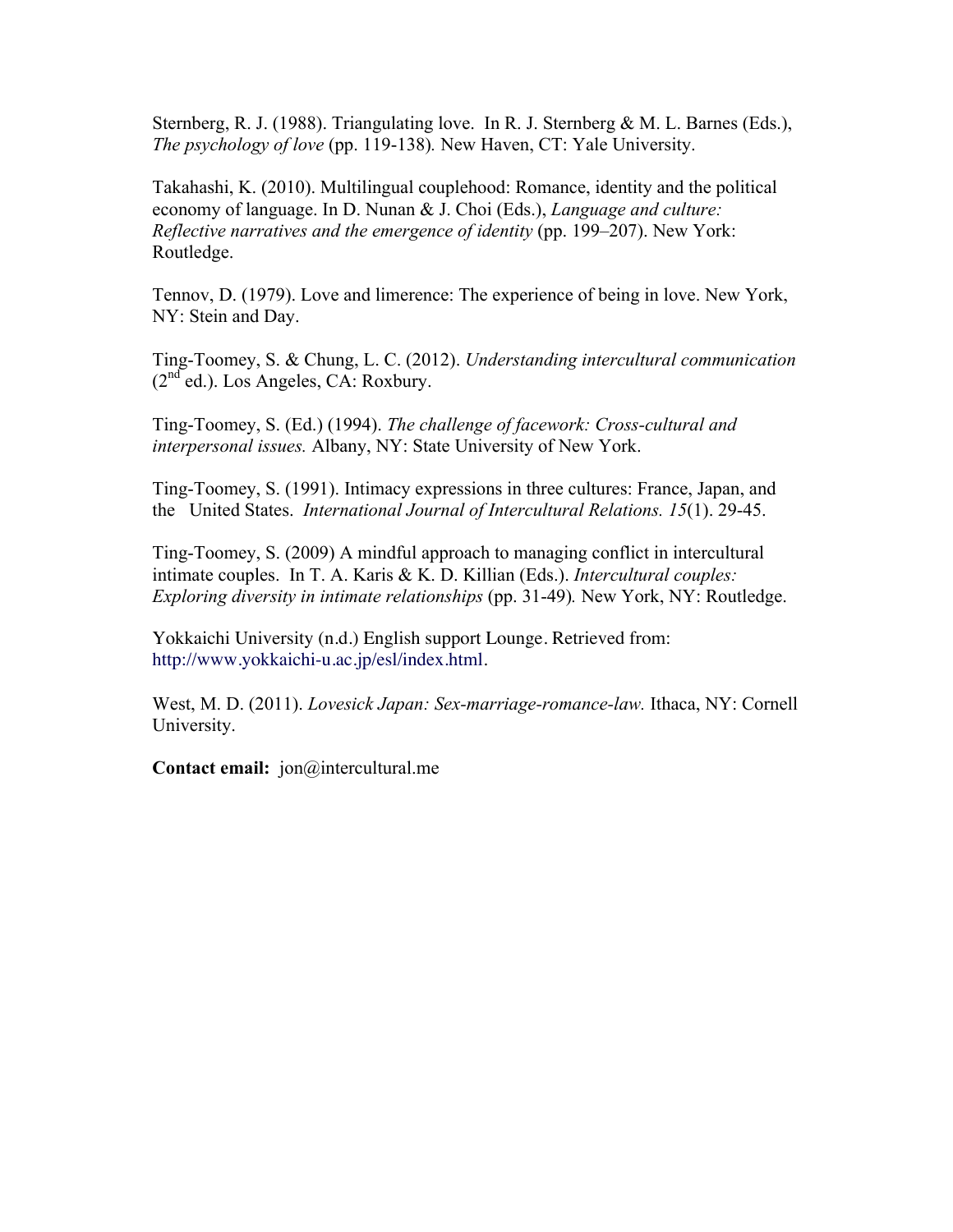Sternberg, R. J. (1988). Triangulating love. In R. J. Sternberg & M. L. Barnes (Eds.), *The psychology of love* (pp. 119-138). New Haven, CT: Yale University.

Takahashi, K. (2010). Multilingual couplehood: Romance, identity and the political economy of language. In D. Nunan & J. Choi (Eds.), *Language and culture: Reflective narratives and the emergence of identity* (pp. 199–207). New York: Routledge.

Tennov, D. (1979). Love and limerence: The experience of being in love. New York, NY: Stein and Day.

Ting-Toomey, S. & Chung, L. C. (2012). *Understanding intercultural communication* (2nd ed.). Los Angeles, CA: Roxbury.

Ting-Toomey, S. (Ed.) (1994). *The challenge of facework: Cross-cultural and interpersonal issues.* Albany, NY: State University of New York.

Ting-Toomey, S. (1991). Intimacy expressions in three cultures: France, Japan, and the United States. *International Journal of Intercultural Relations. 15*(1). 29-45.

Ting-Toomey, S. (2009) A mindful approach to managing conflict in intercultural intimate couples. In T. A. Karis & K. D. Killian (Eds.). *Intercultural couples: Exploring diversity in intimate relationships* (pp. 31-49). New York, NY: Routledge.

Yokkaichi University (n.d.) English support Lounge. Retrieved from: http://www.yokkaichi-u.ac.jp/esl/index.html.

West, M. D. (2011). *Lovesick Japan: Sex-marriage-romance-law.* Ithaca, NY: Cornell University.

**Contact email:** jon@intercultural.me